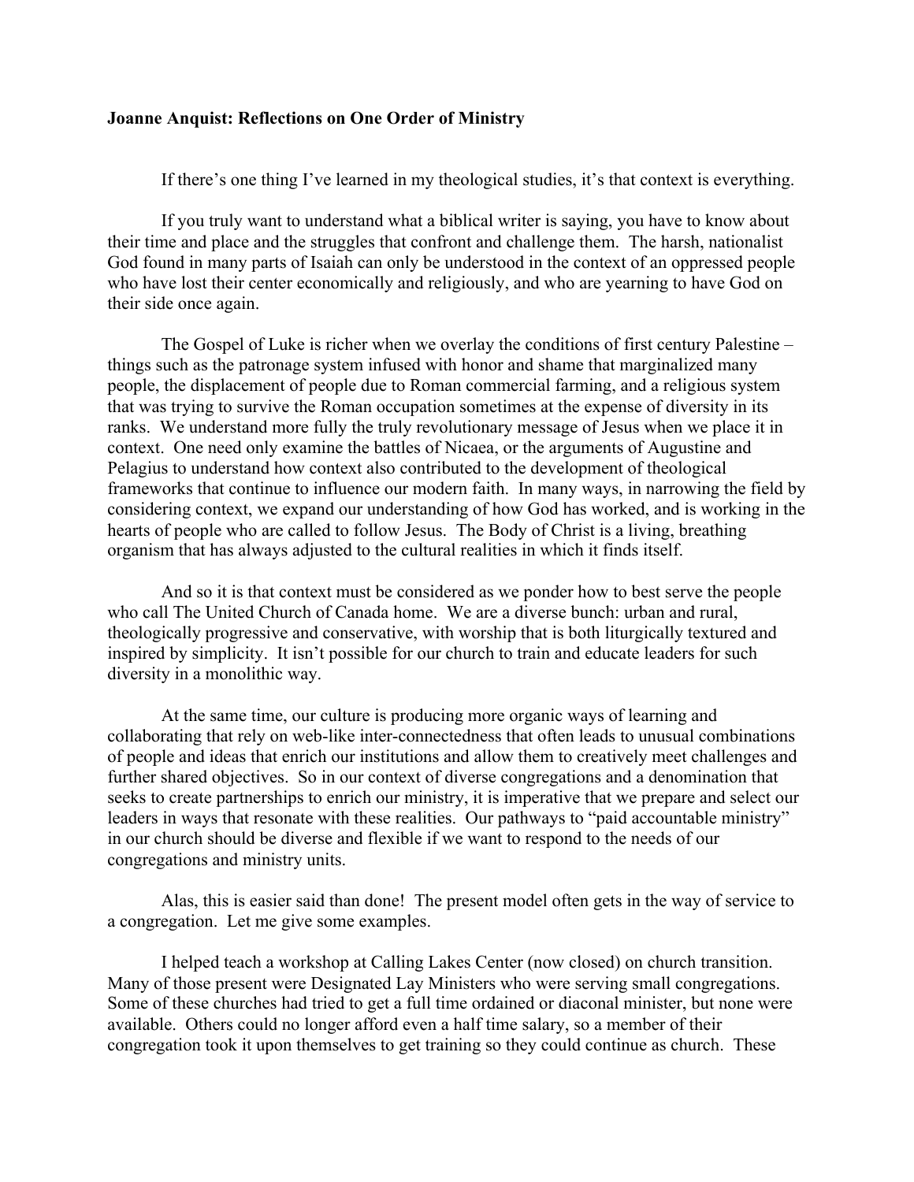**Joanne Anquist: Reflections on One Order of Ministry**

If there's one thing I've learned in my theological studies, it's that context is everything.

If you truly want to understand what a biblical writer is saying, you have to know about their time and place and the struggles that confront and challenge them. The harsh, nationalist God found in many parts of Isaiah can only be understood in the context of an oppressed people who have lost their center economically and religiously, and who are yearning to have God on their side once again.

The Gospel of Luke is richer when we overlay the conditions of first century Palestine – things such as the patronage system infused with honor and shame that marginalized many people, the displacement of people due to Roman commercial farming, and a religious system that was trying to survive the Roman occupation sometimes at the expense of diversity in its ranks. We understand more fully the truly revolutionary message of Jesus when we place it in context. One need only examine the battles of Nicaea, or the arguments of Augustine and Pelagius to understand how context also contributed to the development of theological frameworks that continue to influence our modern faith. In many ways, in narrowing the field by considering context, we expand our understanding of how God has worked, and is working in the hearts of people who are called to follow Jesus. The Body of Christ is a living, breathing organism that has always adjusted to the cultural realities in which it finds itself.

And so it is that context must be considered as we ponder how to best serve the people who call The United Church of Canada home. We are a diverse bunch: urban and rural, theologically progressive and conservative, with worship that is both liturgically textured and inspired by simplicity. It isn't possible for our church to train and educate leaders for such diversity in a monolithic way.

At the same time, our culture is producing more organic ways of learning and collaborating that rely on web-like inter-connectedness that often leads to unusual combinations of people and ideas that enrich our institutions and allow them to creatively meet challenges and further shared objectives. So in our context of diverse congregations and a denomination that seeks to create partnerships to enrich our ministry, it is imperative that we prepare and select our leaders in ways that resonate with these realities. Our pathways to "paid accountable ministry" in our church should be diverse and flexible if we want to respond to the needs of our congregations and ministry units.

Alas, this is easier said than done! The present model often gets in the way of service to a congregation. Let me give some examples.

I helped teach a workshop at Calling Lakes Center (now closed) on church transition. Many of those present were Designated Lay Ministers who were serving small congregations. Some of these churches had tried to get a full time ordained or diaconal minister, but none were available. Others could no longer afford even a half time salary, so a member of their congregation took it upon themselves to get training so they could continue as church. These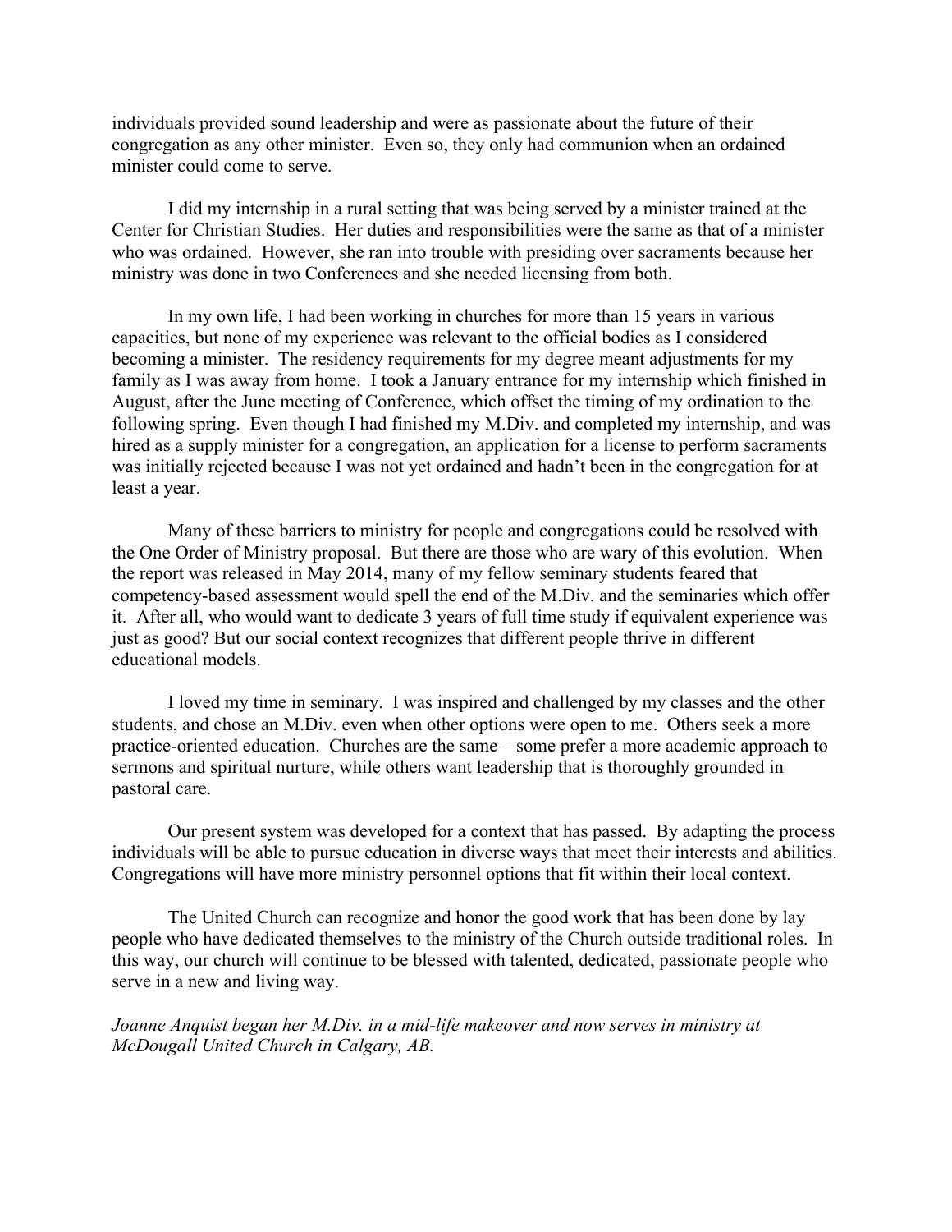individuals provided sound leadership and were as passionate about the future of their congregation as any other minister. Even so, they only had communion when an ordained minister could come to serve.

I did my internship in a rural setting that was being served by a minister trained at the Center for Christian Studies. Her duties and responsibilities were the same as that of a minister who was ordained. However, she ran into trouble with presiding over sacraments because her ministry was done in two Conferences and she needed licensing from both.

In my own life, I had been working in churches for more than 15 years in various capacities, but none of my experience was relevant to the official bodies as I considered becoming a minister. The residency requirements for my degree meant adjustments for my family as I was away from home. I took a January entrance for my internship which finished in August, after the June meeting of Conference, which offset the timing of my ordination to the following spring. Even though I had finished my M.Div. and completed my internship, and was hired as a supply minister for a congregation, an application for a license to perform sacraments was initially rejected because I was not yet ordained and hadn't been in the congregation for at least a year.

Many of these barriers to ministry for people and congregations could be resolved with the One Order of Ministry proposal. But there are those who are wary of this evolution. When the report was released in May 2014, many of my fellow seminary students feared that competency-based assessment would spell the end of the M.Div. and the seminaries which offer it. After all, who would want to dedicate 3 years of full time study if equivalent experience was just as good? But our social context recognizes that different people thrive in different educational models.

I loved my time in seminary. I was inspired and challenged by my classes and the other students, and chose an M.Div. even when other options were open to me. Others seek a more practice-oriented education. Churches are the same – some prefer a more academic approach to sermons and spiritual nurture, while others want leadership that is thoroughly grounded in pastoral care.

Our present system was developed for a context that has passed. By adapting the process individuals will be able to pursue education in diverse ways that meet their interests and abilities. Congregations will have more ministry personnel options that fit within their local context.

The United Church can recognize and honor the good work that has been done by lay people who have dedicated themselves to the ministry of the Church outside traditional roles. In this way, our church will continue to be blessed with talented, dedicated, passionate people who serve in a new and living way.

*Joanne Anquist began her M.Div. in a mid-life makeover and now serves in ministry at McDougall United Church in Calgary, AB.*